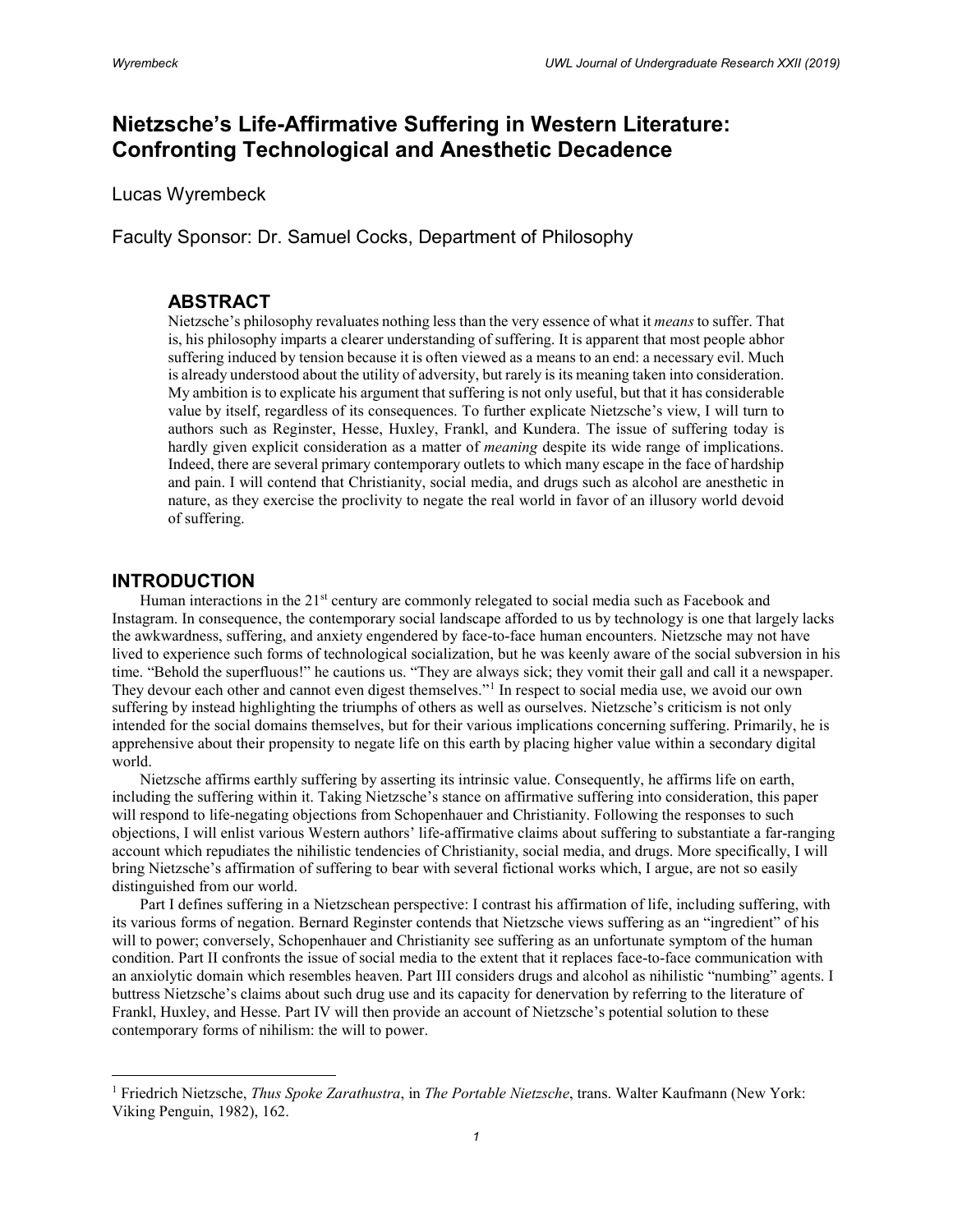# Nietzsche's Life-Affirmative Suffering in Western Literature: Confronting Technological and Anesthetic Decadence

Lucas Wyrembeck

Faculty Sponsor: Dr. Samuel Cocks, Department of Philosophy

## ABSTRACT

Nietzsche's philosophy revaluates nothing less than the very essence of what it *means* to suffer. That is, his philosophy imparts a clearer understanding of suffering. It is apparent that most people abhor suffering induced by tension because it is often viewed as a means to an end: a necessary evil. Much is already understood about the utility of adversity, but rarely is its meaning taken into consideration. My ambition is to explicate his argument that suffering is not only useful, but that it has considerable value by itself, regardless of its consequences. To further explicate Nietzsche's view, I will turn to authors such as Reginster, Hesse, Huxley, Frankl, and Kundera. The issue of suffering today is hardly given explicit consideration as a matter of *meaning* despite its wide range of implications. Indeed, there are several primary contemporary outlets to which many escape in the face of hardship and pain. I will contend that Christianity, social media, and drugs such as alcohol are anesthetic in nature, as they exercise the proclivity to negate the real world in favor of an illusory world devoid of suffering.

## INTRODUCTION

Human interactions in the 21st century are commonly relegated to social media such as Facebook and Instagram. In consequence, the contemporary social landscape afforded to us by technology is one that largely lacks the awkwardness, suffering, and anxiety engendered by face-to-face human encounters. Nietzsche may not have lived to experience such forms of technological socialization, but he was keenly aware of the social subversion in his time. "Behold the superfluous!" he cautions us. "They are always sick; they vomit their gall and call it a newspaper. They devour each other and cannot even digest themselves."[1] In respect to social media use, we avoid our own suffering by instead highlighting the triumphs of others as well as ourselves. Nietzsche's criticism is not only intended for the social domains themselves, but for their various implications concerning suffering. Primarily, he is apprehensive about their propensity to negate life on this earth by placing higher value within a secondary digital world.

Nietzsche affirms earthly suffering by asserting its intrinsic value. Consequently, he affirms life on earth, including the suffering within it. Taking Nietzsche's stance on affirmative suffering into consideration, this paper will respond to life-negating objections from Schopenhauer and Christianity. Following the responses to such objections, I will enlist various Western authors' life-affirmative claims about suffering to substantiate a far-ranging account which repudiates the nihilistic tendencies of Christianity, social media, and drugs. More specifically, I will bring Nietzsche's affirmation of suffering to bear with several fictional works which, I argue, are not so easily distinguished from our world.

Part I defines suffering in a Nietzschean perspective: I contrast his affirmation of life, including suffering, with its various forms of negation. Bernard Reginster contends that Nietzsche views suffering as an "ingredient" of his will to power; conversely, Schopenhauer and Christianity see suffering as an unfortunate symptom of the human condition. Part II confronts the issue of social media to the extent that it replaces face-to-face communication with an anxiolytic domain which resembles heaven. Part III considers drugs and alcohol as nihilistic "numbing" agents. I buttress Nietzsche's claims about such drug use and its capacity for denervation by referring to the literature of Frankl, Huxley, and Hesse. Part IV will then provide an account of Nietzsche's potential solution to these contemporary forms of nihilism: the will to power.

---

[1] Friedrich Nietzsche, *Thus Spoke Zarathustra*, in *The Portable Nietzsche*, trans. Walter Kaufmann (New York: Viking Penguin, 1982), 162.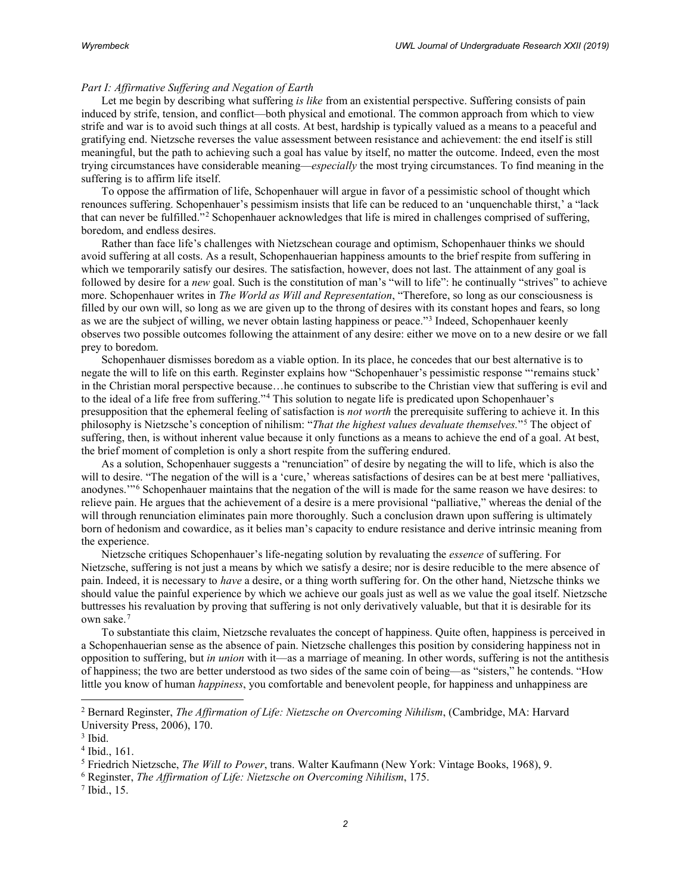*Part I: Affirmative Suffering and Negation of Earth*

Let me begin by describing what suffering *is like* from an existential perspective. Suffering consists of pain induced by strife, tension, and conflict—both physical and emotional. The common approach from which to view strife and war is to avoid such things at all costs. At best, hardship is typically valued as a means to a peaceful and gratifying end. Nietzsche reverses the value assessment between resistance and achievement: the end itself is still meaningful, but the path to achieving such a goal has value by itself, no matter the outcome. Indeed, even the most trying circumstances have considerable meaning—*especially* the most trying circumstances. To find meaning in the suffering is to affirm life itself.

To oppose the affirmation of life, Schopenhauer will argue in favor of a pessimistic school of thought which renounces suffering. Schopenhauer's pessimism insists that life can be reduced to an 'unquenchable thirst,' a "lack that can never be fulfilled."[2] Schopenhauer acknowledges that life is mired in challenges comprised of suffering, boredom, and endless desires.

Rather than face life's challenges with Nietzschean courage and optimism, Schopenhauer thinks we should avoid suffering at all costs. As a result, Schopenhauerian happiness amounts to the brief respite from suffering in which we temporarily satisfy our desires. The satisfaction, however, does not last. The attainment of any goal is followed by desire for a *new* goal. Such is the constitution of man's "will to life": he continually "strives" to achieve more. Schopenhauer writes in *The World as Will and Representation*, "Therefore, so long as our consciousness is filled by our own will, so long as we are given up to the throng of desires with its constant hopes and fears, so long as we are the subject of willing, we never obtain lasting happiness or peace."[3] Indeed, Schopenhauer keenly observes two possible outcomes following the attainment of any desire: either we move on to a new desire or we fall prey to boredom.

Schopenhauer dismisses boredom as a viable option. In its place, he concedes that our best alternative is to negate the will to life on this earth. Reginster explains how "Schopenhauer's pessimistic response "'remains stuck' in the Christian moral perspective because…he continues to subscribe to the Christian view that suffering is evil and to the ideal of a life free from suffering."[4] This solution to negate life is predicated upon Schopenhauer's presupposition that the ephemeral feeling of satisfaction is *not worth* the prerequisite suffering to achieve it. In this philosophy is Nietzsche's conception of nihilism: "*That the highest values devaluate themselves.*"[5] The object of suffering, then, is without inherent value because it only functions as a means to achieve the end of a goal. At best, the brief moment of completion is only a short respite from the suffering endured.

As a solution, Schopenhauer suggests a "renunciation" of desire by negating the will to life, which is also the will to desire. "The negation of the will is a 'cure,' whereas satisfactions of desires can be at best mere 'palliatives, anodynes.'"[6] Schopenhauer maintains that the negation of the will is made for the same reason we have desires: to relieve pain. He argues that the achievement of a desire is a mere provisional "palliative," whereas the denial of the will through renunciation eliminates pain more thoroughly. Such a conclusion drawn upon suffering is ultimately born of hedonism and cowardice, as it belies man's capacity to endure resistance and derive intrinsic meaning from the experience.

Nietzsche critiques Schopenhauer's life-negating solution by revaluating the *essence* of suffering. For Nietzsche, suffering is not just a means by which we satisfy a desire; nor is desire reducible to the mere absence of pain. Indeed, it is necessary to *have* a desire, or a thing worth suffering for. On the other hand, Nietzsche thinks we should value the painful experience by which we achieve our goals just as well as we value the goal itself. Nietzsche buttresses his revaluation by proving that suffering is not only derivatively valuable, but that it is desirable for its own sake.[7]

To substantiate this claim, Nietzsche revaluates the concept of happiness. Quite often, happiness is perceived in a Schopenhauerian sense as the absence of pain. Nietzsche challenges this position by considering happiness not in opposition to suffering, but *in union* with it—as a marriage of meaning. In other words, suffering is not the antithesis of happiness; the two are better understood as two sides of the same coin of being—as "sisters," he contends. "How little you know of human *happiness*, you comfortable and benevolent people, for happiness and unhappiness are

---

[2] Bernard Reginster, *The Affirmation of Life: Nietzsche on Overcoming Nihilism*, (Cambridge, MA: Harvard University Press, 2006), 170.

[3] Ibid.

[4] Ibid., 161.

[5] Friedrich Nietzsche, *The Will to Power*, trans. Walter Kaufmann (New York: Vintage Books, 1968), 9.

[6] Reginster, *The Affirmation of Life: Nietzsche on Overcoming Nihilism*, 175.

[7] Ibid., 15.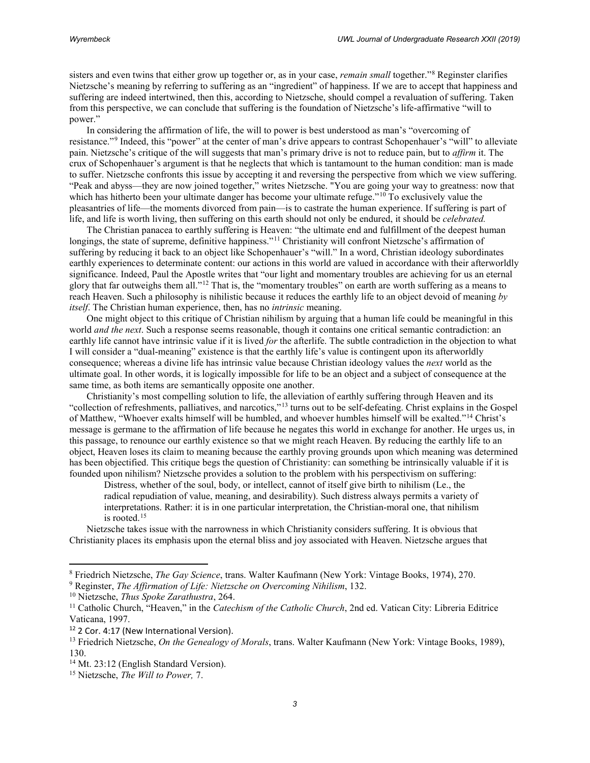sisters and even twins that either grow up together or, as in your case, *remain small* together."[8] Reginster clarifies Nietzsche's meaning by referring to suffering as an "ingredient" of happiness. If we are to accept that happiness and suffering are indeed intertwined, then this, according to Nietzsche, should compel a revaluation of suffering. Taken from this perspective, we can conclude that suffering is the foundation of Nietzsche's life-affirmative "will to power."

In considering the affirmation of life, the will to power is best understood as man's "overcoming of resistance."[9] Indeed, this "power" at the center of man's drive appears to contrast Schopenhauer's "will" to alleviate pain. Nietzsche's critique of the will suggests that man's primary drive is not to reduce pain, but to *affirm* it. The crux of Schopenhauer's argument is that he neglects that which is tantamount to the human condition: man is made to suffer. Nietzsche confronts this issue by accepting it and reversing the perspective from which we view suffering. "Peak and abyss—they are now joined together," writes Nietzsche. "You are going your way to greatness: now that which has hitherto been your ultimate danger has become your ultimate refuge."[10] To exclusively value the pleasantries of life—the moments divorced from pain—is to castrate the human experience. If suffering is part of life, and life is worth living, then suffering on this earth should not only be endured, it should be *celebrated.*

The Christian panacea to earthly suffering is Heaven: "the ultimate end and fulfillment of the deepest human longings, the state of supreme, definitive happiness."[11] Christianity will confront Nietzsche's affirmation of suffering by reducing it back to an object like Schopenhauer's "will." In a word, Christian ideology subordinates earthly experiences to determinate content: our actions in this world are valued in accordance with their afterworldly significance. Indeed, Paul the Apostle writes that "our light and momentary troubles are achieving for us an eternal glory that far outweighs them all."[12] That is, the "momentary troubles" on earth are worth suffering as a means to reach Heaven. Such a philosophy is nihilistic because it reduces the earthly life to an object devoid of meaning *by itself*. The Christian human experience, then, has no *intrinsic* meaning.

One might object to this critique of Christian nihilism by arguing that a human life could be meaningful in this world *and the next*. Such a response seems reasonable, though it contains one critical semantic contradiction: an earthly life cannot have intrinsic value if it is lived *for* the afterlife. The subtle contradiction in the objection to what I will consider a "dual-meaning" existence is that the earthly life's value is contingent upon its afterworldly consequence; whereas a divine life has intrinsic value because Christian ideology values the *next* world as the ultimate goal. In other words, it is logically impossible for life to be an object and a subject of consequence at the same time, as both items are semantically opposite one another.

Christianity's most compelling solution to life, the alleviation of earthly suffering through Heaven and its "collection of refreshments, palliatives, and narcotics,"[13] turns out to be self-defeating. Christ explains in the Gospel of Matthew, "Whoever exalts himself will be humbled, and whoever humbles himself will be exalted."[14] Christ's message is germane to the affirmation of life because he negates this world in exchange for another. He urges us, in this passage, to renounce our earthly existence so that we might reach Heaven. By reducing the earthly life to an object, Heaven loses its claim to meaning because the earthly proving grounds upon which meaning was determined has been objectified. This critique begs the question of Christianity: can something be intrinsically valuable if it is founded upon nihilism? Nietzsche provides a solution to the problem with his perspectivism on suffering:

> Distress, whether of the soul, body, or intellect, cannot of itself give birth to nihilism (Le., the radical repudiation of value, meaning, and desirability). Such distress always permits a variety of interpretations. Rather: it is in one particular interpretation, the Christian-moral one, that nihilism is rooted.[15]

Nietzsche takes issue with the narrowness in which Christianity considers suffering. It is obvious that Christianity places its emphasis upon the eternal bliss and joy associated with Heaven. Nietzsche argues that

---

[8] Friedrich Nietzsche, *The Gay Science*, trans. Walter Kaufmann (New York: Vintage Books, 1974), 270.

[9] Reginster, *The Affirmation of Life: Nietzsche on Overcoming Nihilism*, 132.

[10] Nietzsche, *Thus Spoke Zarathustra*, 264.

[11] Catholic Church, "Heaven," in the *Catechism of the Catholic Church*, 2nd ed. Vatican City: Libreria Editrice Vaticana, 1997.

[12] 2 Cor. 4:17 (New International Version).

[13] Friedrich Nietzsche, *On the Genealogy of Morals*, trans. Walter Kaufmann (New York: Vintage Books, 1989), 130.

[14] Mt. 23:12 (English Standard Version).

[15] Nietzsche, *The Will to Power,* 7.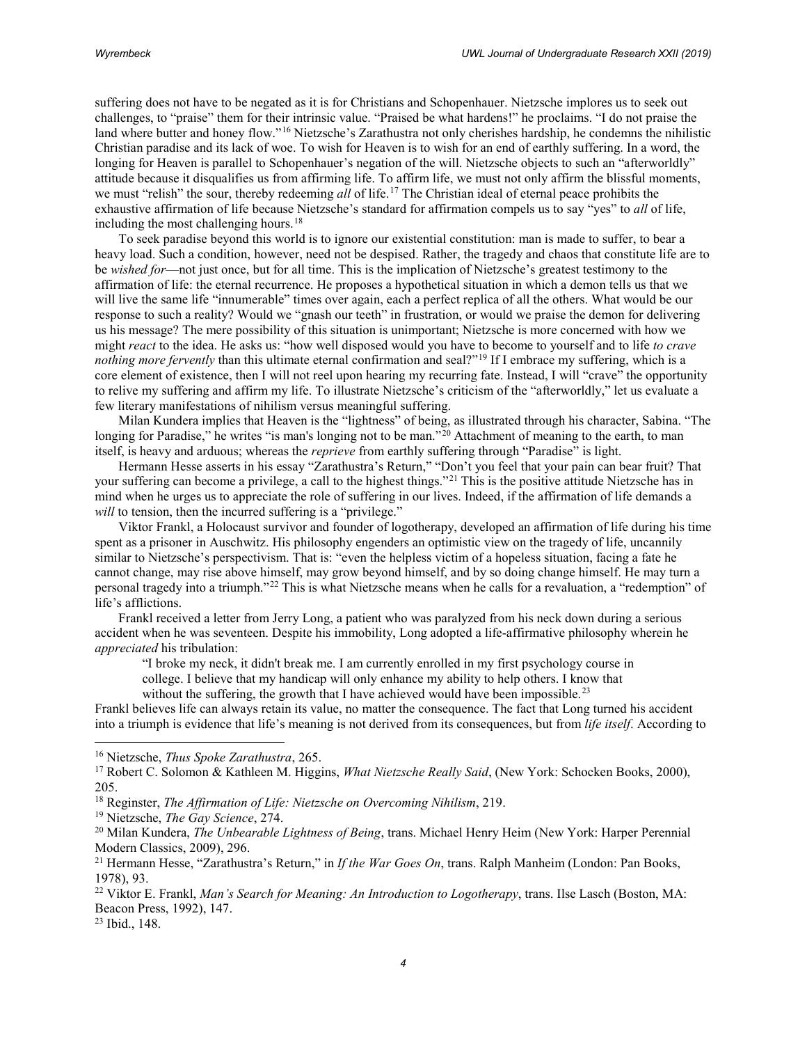suffering does not have to be negated as it is for Christians and Schopenhauer. Nietzsche implores us to seek out challenges, to "praise" them for their intrinsic value. "Praised be what hardens!" he proclaims. "I do not praise the land where butter and honey flow."[16] Nietzsche's Zarathustra not only cherishes hardship, he condemns the nihilistic Christian paradise and its lack of woe. To wish for Heaven is to wish for an end of earthly suffering. In a word, the longing for Heaven is parallel to Schopenhauer's negation of the will. Nietzsche objects to such an "afterworldly" attitude because it disqualifies us from affirming life. To affirm life, we must not only affirm the blissful moments, we must "relish" the sour, thereby redeeming *all* of life.[17] The Christian ideal of eternal peace prohibits the exhaustive affirmation of life because Nietzsche's standard for affirmation compels us to say "yes" to *all* of life, including the most challenging hours.[18]

To seek paradise beyond this world is to ignore our existential constitution: man is made to suffer, to bear a heavy load. Such a condition, however, need not be despised. Rather, the tragedy and chaos that constitute life are to be *wished for*—not just once, but for all time. This is the implication of Nietzsche's greatest testimony to the affirmation of life: the eternal recurrence. He proposes a hypothetical situation in which a demon tells us that we will live the same life "innumerable" times over again, each a perfect replica of all the others. What would be our response to such a reality? Would we "gnash our teeth" in frustration, or would we praise the demon for delivering us his message? The mere possibility of this situation is unimportant; Nietzsche is more concerned with how we might *react* to the idea. He asks us: "how well disposed would you have to become to yourself and to life *to crave nothing more fervently* than this ultimate eternal confirmation and seal?"[19] If I embrace my suffering, which is a core element of existence, then I will not reel upon hearing my recurring fate. Instead, I will "crave" the opportunity to relive my suffering and affirm my life. To illustrate Nietzsche's criticism of the "afterworldly," let us evaluate a few literary manifestations of nihilism versus meaningful suffering.

Milan Kundera implies that Heaven is the "lightness" of being, as illustrated through his character, Sabina. "The longing for Paradise," he writes "is man's longing not to be man."[20] Attachment of meaning to the earth, to man itself, is heavy and arduous; whereas the *reprieve* from earthly suffering through "Paradise" is light.

Hermann Hesse asserts in his essay "Zarathustra's Return," "Don't you feel that your pain can bear fruit? That your suffering can become a privilege, a call to the highest things."[21] This is the positive attitude Nietzsche has in mind when he urges us to appreciate the role of suffering in our lives. Indeed, if the affirmation of life demands a *will* to tension, then the incurred suffering is a "privilege."

Viktor Frankl, a Holocaust survivor and founder of logotherapy, developed an affirmation of life during his time spent as a prisoner in Auschwitz. His philosophy engenders an optimistic view on the tragedy of life, uncannily similar to Nietzsche's perspectivism. That is: "even the helpless victim of a hopeless situation, facing a fate he cannot change, may rise above himself, may grow beyond himself, and by so doing change himself. He may turn a personal tragedy into a triumph."[22] This is what Nietzsche means when he calls for a revaluation, a "redemption" of life's afflictions.

Frankl received a letter from Jerry Long, a patient who was paralyzed from his neck down during a serious accident when he was seventeen. Despite his immobility, Long adopted a life-affirmative philosophy wherein he *appreciated* his tribulation:

> "I broke my neck, it didn't break me. I am currently enrolled in my first psychology course in college. I believe that my handicap will only enhance my ability to help others. I know that without the suffering, the growth that I have achieved would have been impossible.[23]

Frankl believes life can always retain its value, no matter the consequence. The fact that Long turned his accident into a triumph is evidence that life's meaning is not derived from its consequences, but from *life itself*. According to

---

[16] Nietzsche, *Thus Spoke Zarathustra*, 265.

[17] Robert C. Solomon & Kathleen M. Higgins, *What Nietzsche Really Said*, (New York: Schocken Books, 2000), 205.

[18] Reginster, *The Affirmation of Life: Nietzsche on Overcoming Nihilism*, 219.

[19] Nietzsche, *The Gay Science*, 274.

[20] Milan Kundera, *The Unbearable Lightness of Being*, trans. Michael Henry Heim (New York: Harper Perennial Modern Classics, 2009), 296.

[21] Hermann Hesse, "Zarathustra's Return," in *If the War Goes On*, trans. Ralph Manheim (London: Pan Books, 1978), 93.

[22] Viktor E. Frankl, *Man's Search for Meaning: An Introduction to Logotherapy*, trans. Ilse Lasch (Boston, MA: Beacon Press, 1992), 147.

[23] Ibid., 148.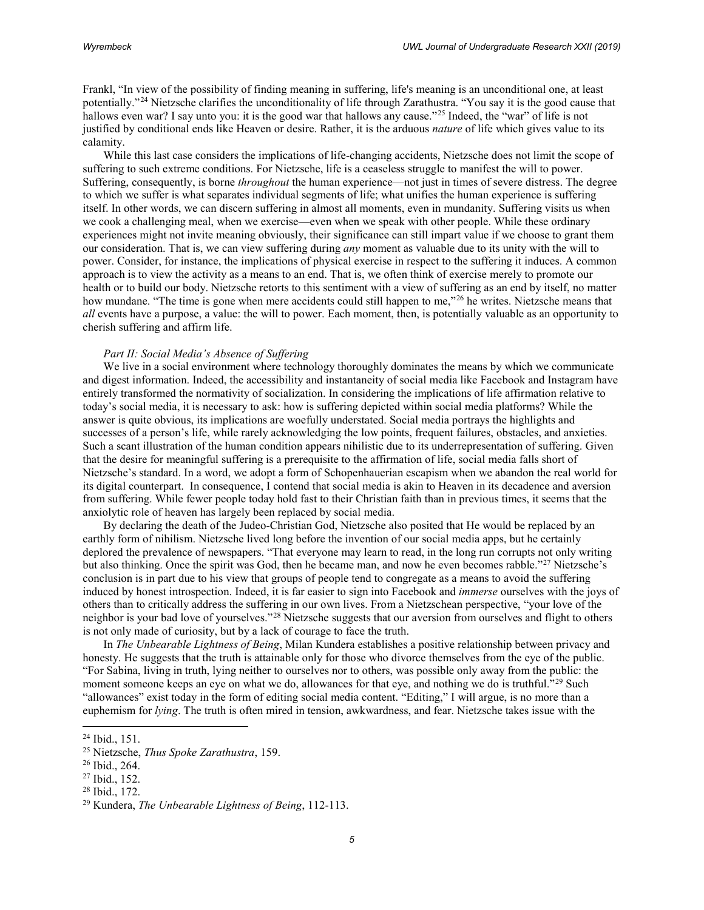Frankl, "In view of the possibility of finding meaning in suffering, life's meaning is an unconditional one, at least potentially."[24] Nietzsche clarifies the unconditionality of life through Zarathustra. "You say it is the good cause that hallows even war? I say unto you: it is the good war that hallows any cause."[25] Indeed, the "war" of life is not justified by conditional ends like Heaven or desire. Rather, it is the arduous *nature* of life which gives value to its calamity.

While this last case considers the implications of life-changing accidents, Nietzsche does not limit the scope of suffering to such extreme conditions. For Nietzsche, life is a ceaseless struggle to manifest the will to power. Suffering, consequently, is borne *throughout* the human experience—not just in times of severe distress. The degree to which we suffer is what separates individual segments of life; what unifies the human experience is suffering itself. In other words, we can discern suffering in almost all moments, even in mundanity. Suffering visits us when we cook a challenging meal, when we exercise—even when we speak with other people. While these ordinary experiences might not invite meaning obviously, their significance can still impart value if we choose to grant them our consideration. That is, we can view suffering during *any* moment as valuable due to its unity with the will to power. Consider, for instance, the implications of physical exercise in respect to the suffering it induces. A common approach is to view the activity as a means to an end. That is, we often think of exercise merely to promote our health or to build our body. Nietzsche retorts to this sentiment with a view of suffering as an end by itself, no matter how mundane. "The time is gone when mere accidents could still happen to me,"[26] he writes. Nietzsche means that *all* events have a purpose, a value: the will to power. Each moment, then, is potentially valuable as an opportunity to cherish suffering and affirm life.

*Part II: Social Media's Absence of Suffering*

We live in a social environment where technology thoroughly dominates the means by which we communicate and digest information. Indeed, the accessibility and instantaneity of social media like Facebook and Instagram have entirely transformed the normativity of socialization. In considering the implications of life affirmation relative to today's social media, it is necessary to ask: how is suffering depicted within social media platforms? While the answer is quite obvious, its implications are woefully understated. Social media portrays the highlights and successes of a person's life, while rarely acknowledging the low points, frequent failures, obstacles, and anxieties. Such a scant illustration of the human condition appears nihilistic due to its underrepresentation of suffering. Given that the desire for meaningful suffering is a prerequisite to the affirmation of life, social media falls short of Nietzsche's standard. In a word, we adopt a form of Schopenhauerian escapism when we abandon the real world for its digital counterpart. In consequence, I contend that social media is akin to Heaven in its decadence and aversion from suffering. While fewer people today hold fast to their Christian faith than in previous times, it seems that the anxiolytic role of heaven has largely been replaced by social media.

By declaring the death of the Judeo-Christian God, Nietzsche also posited that He would be replaced by an earthly form of nihilism. Nietzsche lived long before the invention of our social media apps, but he certainly deplored the prevalence of newspapers. "That everyone may learn to read, in the long run corrupts not only writing but also thinking. Once the spirit was God, then he became man, and now he even becomes rabble."[27] Nietzsche's conclusion is in part due to his view that groups of people tend to congregate as a means to avoid the suffering induced by honest introspection. Indeed, it is far easier to sign into Facebook and *immerse* ourselves with the joys of others than to critically address the suffering in our own lives. From a Nietzschean perspective, "your love of the neighbor is your bad love of yourselves."[28] Nietzsche suggests that our aversion from ourselves and flight to others is not only made of curiosity, but by a lack of courage to face the truth.

In *The Unbearable Lightness of Being*, Milan Kundera establishes a positive relationship between privacy and honesty. He suggests that the truth is attainable only for those who divorce themselves from the eye of the public. "For Sabina, living in truth, lying neither to ourselves nor to others, was possible only away from the public: the moment someone keeps an eye on what we do, allowances for that eye, and nothing we do is truthful."[29] Such "allowances" exist today in the form of editing social media content. "Editing," I will argue, is no more than a euphemism for *lying*. The truth is often mired in tension, awkwardness, and fear. Nietzsche takes issue with the

---

[24] Ibid., 151.

[25] Nietzsche, *Thus Spoke Zarathustra*, 159.

[26] Ibid., 264.

[27] Ibid., 152.

[28] Ibid., 172.

[29] Kundera, *The Unbearable Lightness of Being*, 112-113.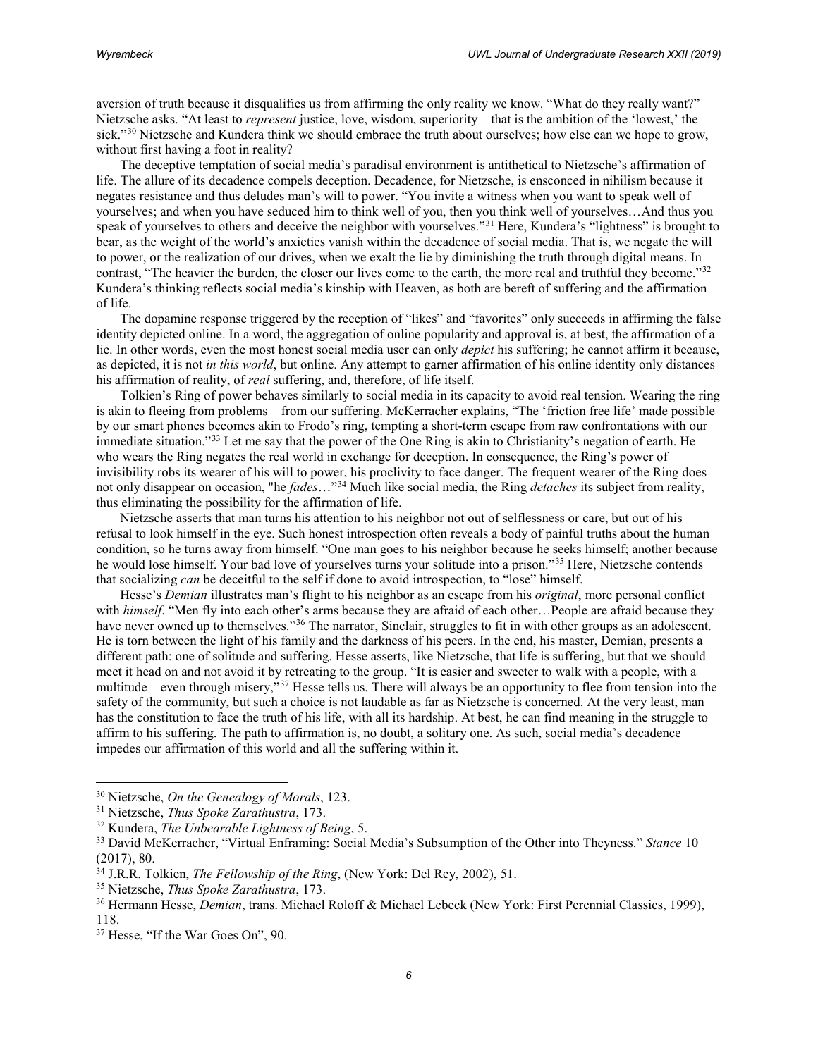aversion of truth because it disqualifies us from affirming the only reality we know. "What do they really want?" Nietzsche asks. "At least to *represent* justice, love, wisdom, superiority—that is the ambition of the 'lowest,' the sick."[30] Nietzsche and Kundera think we should embrace the truth about ourselves; how else can we hope to grow, without first having a foot in reality?

The deceptive temptation of social media's paradisal environment is antithetical to Nietzsche's affirmation of life. The allure of its decadence compels deception. Decadence, for Nietzsche, is ensconced in nihilism because it negates resistance and thus deludes man's will to power. "You invite a witness when you want to speak well of yourselves; and when you have seduced him to think well of you, then you think well of yourselves…And thus you speak of yourselves to others and deceive the neighbor with yourselves."[31] Here, Kundera's "lightness" is brought to bear, as the weight of the world's anxieties vanish within the decadence of social media. That is, we negate the will to power, or the realization of our drives, when we exalt the lie by diminishing the truth through digital means. In contrast, "The heavier the burden, the closer our lives come to the earth, the more real and truthful they become."[32] Kundera's thinking reflects social media's kinship with Heaven, as both are bereft of suffering and the affirmation of life.

The dopamine response triggered by the reception of "likes" and "favorites" only succeeds in affirming the false identity depicted online. In a word, the aggregation of online popularity and approval is, at best, the affirmation of a lie. In other words, even the most honest social media user can only *depict* his suffering; he cannot affirm it because, as depicted, it is not *in this world*, but online. Any attempt to garner affirmation of his online identity only distances his affirmation of reality, of *real* suffering, and, therefore, of life itself.

Tolkien's Ring of power behaves similarly to social media in its capacity to avoid real tension. Wearing the ring is akin to fleeing from problems—from our suffering. McKerracher explains, "The 'friction free life' made possible by our smart phones becomes akin to Frodo's ring, tempting a short-term escape from raw confrontations with our immediate situation."[33] Let me say that the power of the One Ring is akin to Christianity's negation of earth. He who wears the Ring negates the real world in exchange for deception. In consequence, the Ring's power of invisibility robs its wearer of his will to power, his proclivity to face danger. The frequent wearer of the Ring does not only disappear on occasion, "he *fades*…"[34] Much like social media, the Ring *detaches* its subject from reality, thus eliminating the possibility for the affirmation of life.

Nietzsche asserts that man turns his attention to his neighbor not out of selflessness or care, but out of his refusal to look himself in the eye. Such honest introspection often reveals a body of painful truths about the human condition, so he turns away from himself. "One man goes to his neighbor because he seeks himself; another because he would lose himself. Your bad love of yourselves turns your solitude into a prison."[35] Here, Nietzsche contends that socializing *can* be deceitful to the self if done to avoid introspection, to "lose" himself.

Hesse's *Demian* illustrates man's flight to his neighbor as an escape from his *original*, more personal conflict with *himself*. "Men fly into each other's arms because they are afraid of each other…People are afraid because they have never owned up to themselves."[36] The narrator, Sinclair, struggles to fit in with other groups as an adolescent. He is torn between the light of his family and the darkness of his peers. In the end, his master, Demian, presents a different path: one of solitude and suffering. Hesse asserts, like Nietzsche, that life is suffering, but that we should meet it head on and not avoid it by retreating to the group. "It is easier and sweeter to walk with a people, with a multitude—even through misery,"[37] Hesse tells us. There will always be an opportunity to flee from tension into the safety of the community, but such a choice is not laudable as far as Nietzsche is concerned. At the very least, man has the constitution to face the truth of his life, with all its hardship. At best, he can find meaning in the struggle to affirm to his suffering. The path to affirmation is, no doubt, a solitary one. As such, social media's decadence impedes our affirmation of this world and all the suffering within it.

---

[30] Nietzsche, *On the Genealogy of Morals*, 123.

[31] Nietzsche, *Thus Spoke Zarathustra*, 173.

[32] Kundera, *The Unbearable Lightness of Being*, 5.

[33] David McKerracher, "Virtual Enframing: Social Media's Subsumption of the Other into Theyness." *Stance* 10 (2017), 80.

[34] J.R.R. Tolkien, *The Fellowship of the Ring*, (New York: Del Rey, 2002), 51.

[35] Nietzsche, *Thus Spoke Zarathustra*, 173.

[36] Hermann Hesse, *Demian*, trans. Michael Roloff & Michael Lebeck (New York: First Perennial Classics, 1999), 118.

[37] Hesse, "If the War Goes On", 90.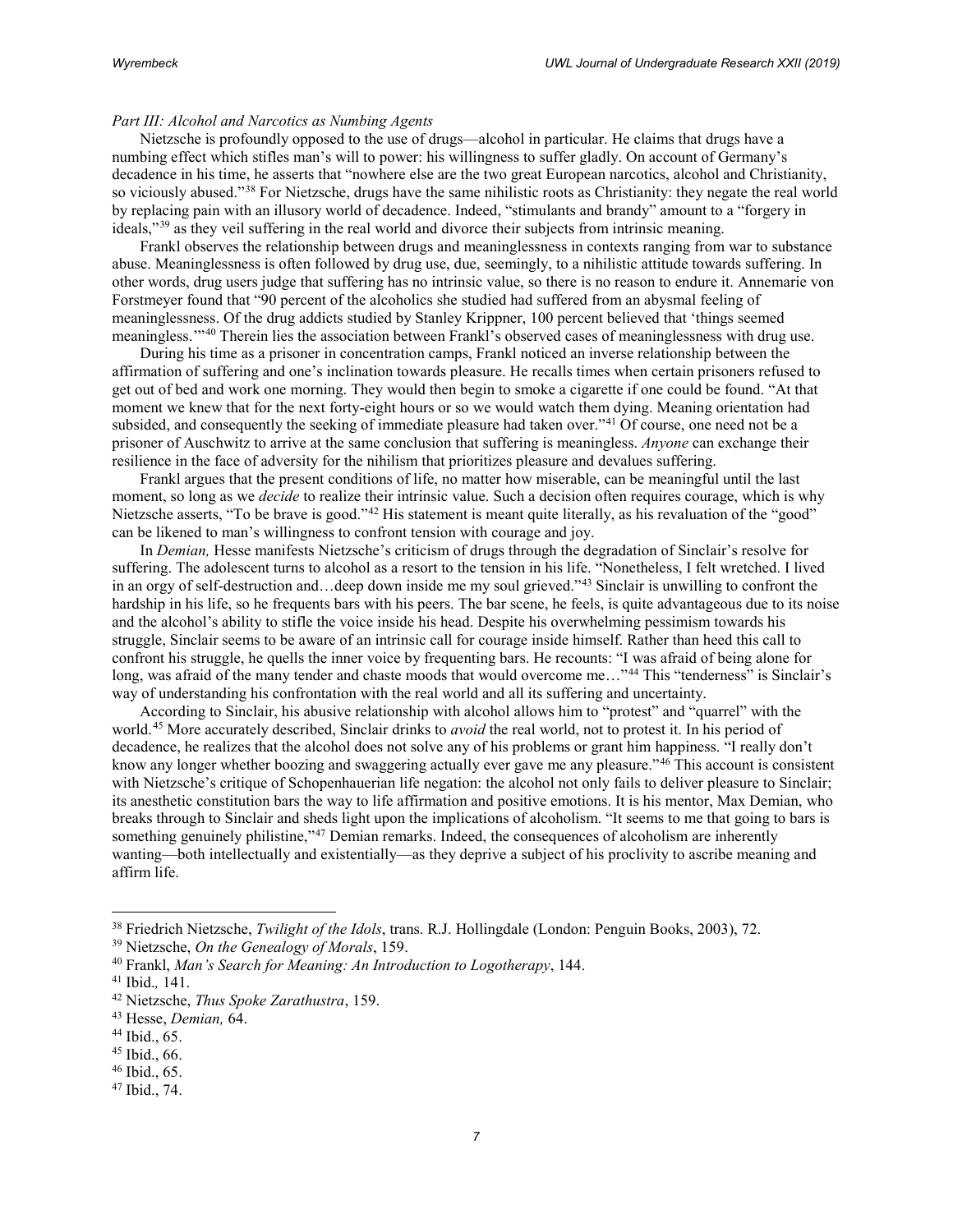*Part III: Alcohol and Narcotics as Numbing Agents*

Nietzsche is profoundly opposed to the use of drugs—alcohol in particular. He claims that drugs have a numbing effect which stifles man's will to power: his willingness to suffer gladly. On account of Germany's decadence in his time, he asserts that "nowhere else are the two great European narcotics, alcohol and Christianity, so viciously abused."[38] For Nietzsche, drugs have the same nihilistic roots as Christianity: they negate the real world by replacing pain with an illusory world of decadence. Indeed, "stimulants and brandy" amount to a "forgery in ideals,"[39] as they veil suffering in the real world and divorce their subjects from intrinsic meaning.

Frankl observes the relationship between drugs and meaninglessness in contexts ranging from war to substance abuse. Meaninglessness is often followed by drug use, due, seemingly, to a nihilistic attitude towards suffering. In other words, drug users judge that suffering has no intrinsic value, so there is no reason to endure it. Annemarie von Forstmeyer found that "90 percent of the alcoholics she studied had suffered from an abysmal feeling of meaninglessness. Of the drug addicts studied by Stanley Krippner, 100 percent believed that 'things seemed meaningless.'"[40] Therein lies the association between Frankl's observed cases of meaninglessness with drug use.

During his time as a prisoner in concentration camps, Frankl noticed an inverse relationship between the affirmation of suffering and one's inclination towards pleasure. He recalls times when certain prisoners refused to get out of bed and work one morning. They would then begin to smoke a cigarette if one could be found. "At that moment we knew that for the next forty-eight hours or so we would watch them dying. Meaning orientation had subsided, and consequently the seeking of immediate pleasure had taken over."[41] Of course, one need not be a prisoner of Auschwitz to arrive at the same conclusion that suffering is meaningless. *Anyone* can exchange their resilience in the face of adversity for the nihilism that prioritizes pleasure and devalues suffering.

Frankl argues that the present conditions of life, no matter how miserable, can be meaningful until the last moment, so long as we *decide* to realize their intrinsic value. Such a decision often requires courage, which is why Nietzsche asserts, "To be brave is good."[42] His statement is meant quite literally, as his revaluation of the "good" can be likened to man's willingness to confront tension with courage and joy.

In *Demian,* Hesse manifests Nietzsche's criticism of drugs through the degradation of Sinclair's resolve for suffering. The adolescent turns to alcohol as a resort to the tension in his life. "Nonetheless, I felt wretched. I lived in an orgy of self-destruction and…deep down inside me my soul grieved."[43] Sinclair is unwilling to confront the hardship in his life, so he frequents bars with his peers. The bar scene, he feels, is quite advantageous due to its noise and the alcohol's ability to stifle the voice inside his head. Despite his overwhelming pessimism towards his struggle, Sinclair seems to be aware of an intrinsic call for courage inside himself. Rather than heed this call to confront his struggle, he quells the inner voice by frequenting bars. He recounts: "I was afraid of being alone for long, was afraid of the many tender and chaste moods that would overcome me…"[44] This "tenderness" is Sinclair's way of understanding his confrontation with the real world and all its suffering and uncertainty.

According to Sinclair, his abusive relationship with alcohol allows him to "protest" and "quarrel" with the world.[45] More accurately described, Sinclair drinks to *avoid* the real world, not to protest it. In his period of decadence, he realizes that the alcohol does not solve any of his problems or grant him happiness. "I really don't know any longer whether boozing and swaggering actually ever gave me any pleasure."[46] This account is consistent with Nietzsche's critique of Schopenhauerian life negation: the alcohol not only fails to deliver pleasure to Sinclair; its anesthetic constitution bars the way to life affirmation and positive emotions. It is his mentor, Max Demian, who breaks through to Sinclair and sheds light upon the implications of alcoholism. "It seems to me that going to bars is something genuinely philistine,"[47] Demian remarks. Indeed, the consequences of alcoholism are inherently wanting—both intellectually and existentially—as they deprive a subject of his proclivity to ascribe meaning and affirm life.

---

[38] Friedrich Nietzsche, *Twilight of the Idols*, trans. R.J. Hollingdale (London: Penguin Books, 2003), 72.

[39] Nietzsche, *On the Genealogy of Morals*, 159.

[40] Frankl, *Man's Search for Meaning: An Introduction to Logotherapy*, 144.

[41] Ibid.*,* 141.

[42] Nietzsche, *Thus Spoke Zarathustra*, 159.

[43] Hesse, *Demian,* 64.

[44] Ibid., 65.

[45] Ibid., 66.

[46] Ibid., 65.

[47] Ibid., 74.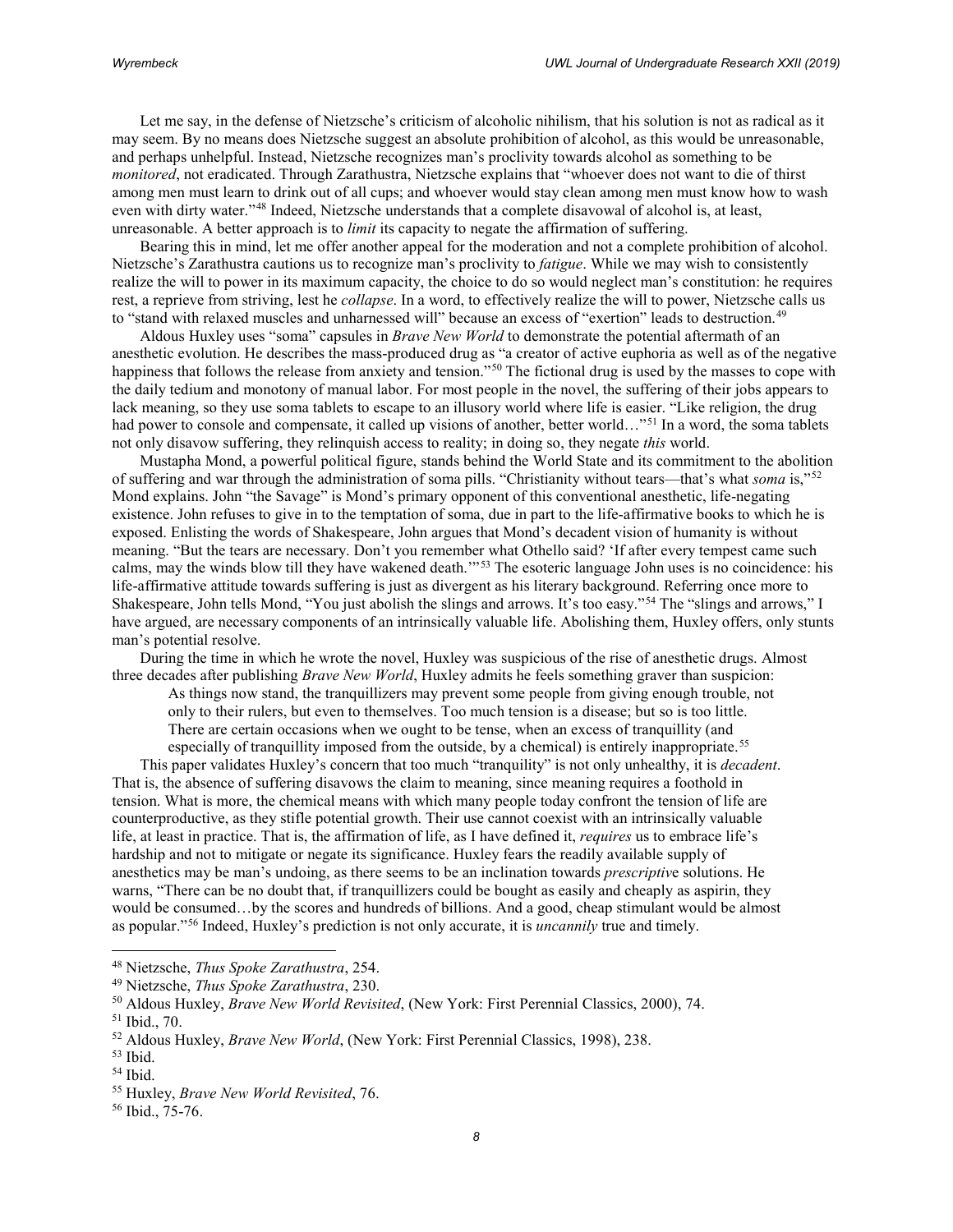Let me say, in the defense of Nietzsche's criticism of alcoholic nihilism, that his solution is not as radical as it may seem. By no means does Nietzsche suggest an absolute prohibition of alcohol, as this would be unreasonable, and perhaps unhelpful. Instead, Nietzsche recognizes man's proclivity towards alcohol as something to be *monitored*, not eradicated. Through Zarathustra, Nietzsche explains that "whoever does not want to die of thirst among men must learn to drink out of all cups; and whoever would stay clean among men must know how to wash even with dirty water."[48] Indeed, Nietzsche understands that a complete disavowal of alcohol is, at least, unreasonable. A better approach is to *limit* its capacity to negate the affirmation of suffering.

Bearing this in mind, let me offer another appeal for the moderation and not a complete prohibition of alcohol. Nietzsche's Zarathustra cautions us to recognize man's proclivity to *fatigue*. While we may wish to consistently realize the will to power in its maximum capacity, the choice to do so would neglect man's constitution: he requires rest, a reprieve from striving, lest he *collapse*. In a word, to effectively realize the will to power, Nietzsche calls us to "stand with relaxed muscles and unharnessed will" because an excess of "exertion" leads to destruction.[49]

Aldous Huxley uses "soma" capsules in *Brave New World* to demonstrate the potential aftermath of an anesthetic evolution. He describes the mass-produced drug as "a creator of active euphoria as well as of the negative happiness that follows the release from anxiety and tension."[50] The fictional drug is used by the masses to cope with the daily tedium and monotony of manual labor. For most people in the novel, the suffering of their jobs appears to lack meaning, so they use soma tablets to escape to an illusory world where life is easier. "Like religion, the drug had power to console and compensate, it called up visions of another, better world…"[51] In a word, the soma tablets not only disavow suffering, they relinquish access to reality; in doing so, they negate *this* world.

Mustapha Mond, a powerful political figure, stands behind the World State and its commitment to the abolition of suffering and war through the administration of soma pills. "Christianity without tears—that's what *soma* is,"[52] Mond explains. John "the Savage" is Mond's primary opponent of this conventional anesthetic, life-negating existence. John refuses to give in to the temptation of soma, due in part to the life-affirmative books to which he is exposed. Enlisting the words of Shakespeare, John argues that Mond's decadent vision of humanity is without meaning. "But the tears are necessary. Don't you remember what Othello said? 'If after every tempest came such calms, may the winds blow till they have wakened death.'"[53] The esoteric language John uses is no coincidence: his life-affirmative attitude towards suffering is just as divergent as his literary background. Referring once more to Shakespeare, John tells Mond, "You just abolish the slings and arrows. It's too easy."[54] The "slings and arrows," I have argued, are necessary components of an intrinsically valuable life. Abolishing them, Huxley offers, only stunts man's potential resolve.

During the time in which he wrote the novel, Huxley was suspicious of the rise of anesthetic drugs. Almost three decades after publishing *Brave New World*, Huxley admits he feels something graver than suspicion:

> As things now stand, the tranquillizers may prevent some people from giving enough trouble, not only to their rulers, but even to themselves. Too much tension is a disease; but so is too little. There are certain occasions when we ought to be tense, when an excess of tranquillity (and especially of tranquillity imposed from the outside, by a chemical) is entirely inappropriate.[55]

This paper validates Huxley's concern that too much "tranquility" is not only unhealthy, it is *decadent*. That is, the absence of suffering disavows the claim to meaning, since meaning requires a foothold in tension. What is more, the chemical means with which many people today confront the tension of life are counterproductive, as they stifle potential growth. Their use cannot coexist with an intrinsically valuable life, at least in practice. That is, the affirmation of life, as I have defined it, *requires* us to embrace life's hardship and not to mitigate or negate its significance. Huxley fears the readily available supply of anesthetics may be man's undoing, as there seems to be an inclination towards *prescriptive* solutions. He warns, "There can be no doubt that, if tranquillizers could be bought as easily and cheaply as aspirin, they would be consumed…by the scores and hundreds of billions. And a good, cheap stimulant would be almost as popular."[56] Indeed, Huxley's prediction is not only accurate, it is *uncannily* true and timely.

---

[48] Nietzsche, *Thus Spoke Zarathustra*, 254.

[49] Nietzsche, *Thus Spoke Zarathustra*, 230.

[50] Aldous Huxley, *Brave New World Revisited*, (New York: First Perennial Classics, 2000), 74.

[51] Ibid., 70.

[52] Aldous Huxley, *Brave New World*, (New York: First Perennial Classics, 1998), 238.

[53] Ibid.

[54] Ibid.

[55] Huxley, *Brave New World Revisited*, 76.

[56] Ibid., 75-76.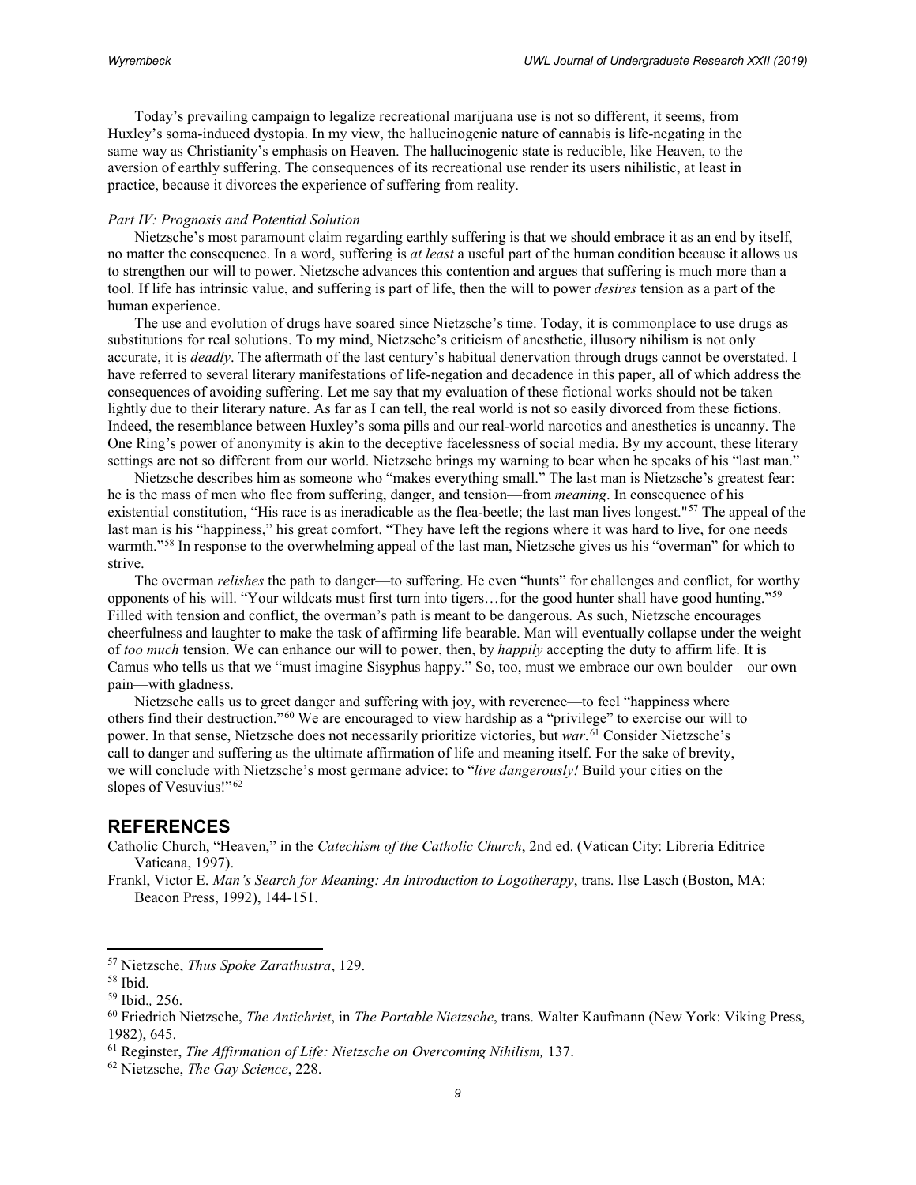Today's prevailing campaign to legalize recreational marijuana use is not so different, it seems, from Huxley's soma-induced dystopia. In my view, the hallucinogenic nature of cannabis is life-negating in the same way as Christianity's emphasis on Heaven. The hallucinogenic state is reducible, like Heaven, to the aversion of earthly suffering. The consequences of its recreational use render its users nihilistic, at least in practice, because it divorces the experience of suffering from reality.

*Part IV: Prognosis and Potential Solution*

Nietzsche's most paramount claim regarding earthly suffering is that we should embrace it as an end by itself, no matter the consequence. In a word, suffering is *at least* a useful part of the human condition because it allows us to strengthen our will to power. Nietzsche advances this contention and argues that suffering is much more than a tool. If life has intrinsic value, and suffering is part of life, then the will to power *desires* tension as a part of the human experience.

The use and evolution of drugs have soared since Nietzsche's time. Today, it is commonplace to use drugs as substitutions for real solutions. To my mind, Nietzsche's criticism of anesthetic, illusory nihilism is not only accurate, it is *deadly*. The aftermath of the last century's habitual denervation through drugs cannot be overstated. I have referred to several literary manifestations of life-negation and decadence in this paper, all of which address the consequences of avoiding suffering. Let me say that my evaluation of these fictional works should not be taken lightly due to their literary nature. As far as I can tell, the real world is not so easily divorced from these fictions. Indeed, the resemblance between Huxley's soma pills and our real-world narcotics and anesthetics is uncanny. The One Ring's power of anonymity is akin to the deceptive facelessness of social media. By my account, these literary settings are not so different from our world. Nietzsche brings my warning to bear when he speaks of his "last man."

Nietzsche describes him as someone who "makes everything small." The last man is Nietzsche's greatest fear: he is the mass of men who flee from suffering, danger, and tension—from *meaning*. In consequence of his existential constitution, "His race is as ineradicable as the flea-beetle; the last man lives longest."[57] The appeal of the last man is his "happiness," his great comfort. "They have left the regions where it was hard to live, for one needs warmth."[58] In response to the overwhelming appeal of the last man, Nietzsche gives us his "overman" for which to strive.

The overman *relishes* the path to danger—to suffering. He even "hunts" for challenges and conflict, for worthy opponents of his will. "Your wildcats must first turn into tigers…for the good hunter shall have good hunting."[59] Filled with tension and conflict, the overman's path is meant to be dangerous. As such, Nietzsche encourages cheerfulness and laughter to make the task of affirming life bearable. Man will eventually collapse under the weight of *too much* tension. We can enhance our will to power, then, by *happily* accepting the duty to affirm life. It is Camus who tells us that we "must imagine Sisyphus happy." So, too, must we embrace our own boulder—our own pain—with gladness.

Nietzsche calls us to greet danger and suffering with joy, with reverence—to feel "happiness where others find their destruction."[60] We are encouraged to view hardship as a "privilege" to exercise our will to power. In that sense, Nietzsche does not necessarily prioritize victories, but *war*.[61] Consider Nietzsche's call to danger and suffering as the ultimate affirmation of life and meaning itself. For the sake of brevity, we will conclude with Nietzsche's most germane advice: to "*live dangerously!* Build your cities on the slopes of Vesuvius!"[62]

## REFERENCES

Catholic Church, "Heaven," in the *Catechism of the Catholic Church*, 2nd ed. (Vatican City: Libreria Editrice Vaticana, 1997).

Frankl, Victor E. *Man's Search for Meaning: An Introduction to Logotherapy*, trans. Ilse Lasch (Boston, MA: Beacon Press, 1992), 144-151.

---

[57] Nietzsche, *Thus Spoke Zarathustra*, 129.

[58] Ibid.

[59] Ibid., 256.

[60] Friedrich Nietzsche, *The Antichrist*, in *The Portable Nietzsche*, trans. Walter Kaufmann (New York: Viking Press, 1982), 645.

[61] Reginster, *The Affirmation of Life: Nietzsche on Overcoming Nihilism,* 137.

[62] Nietzsche, *The Gay Science*, 228.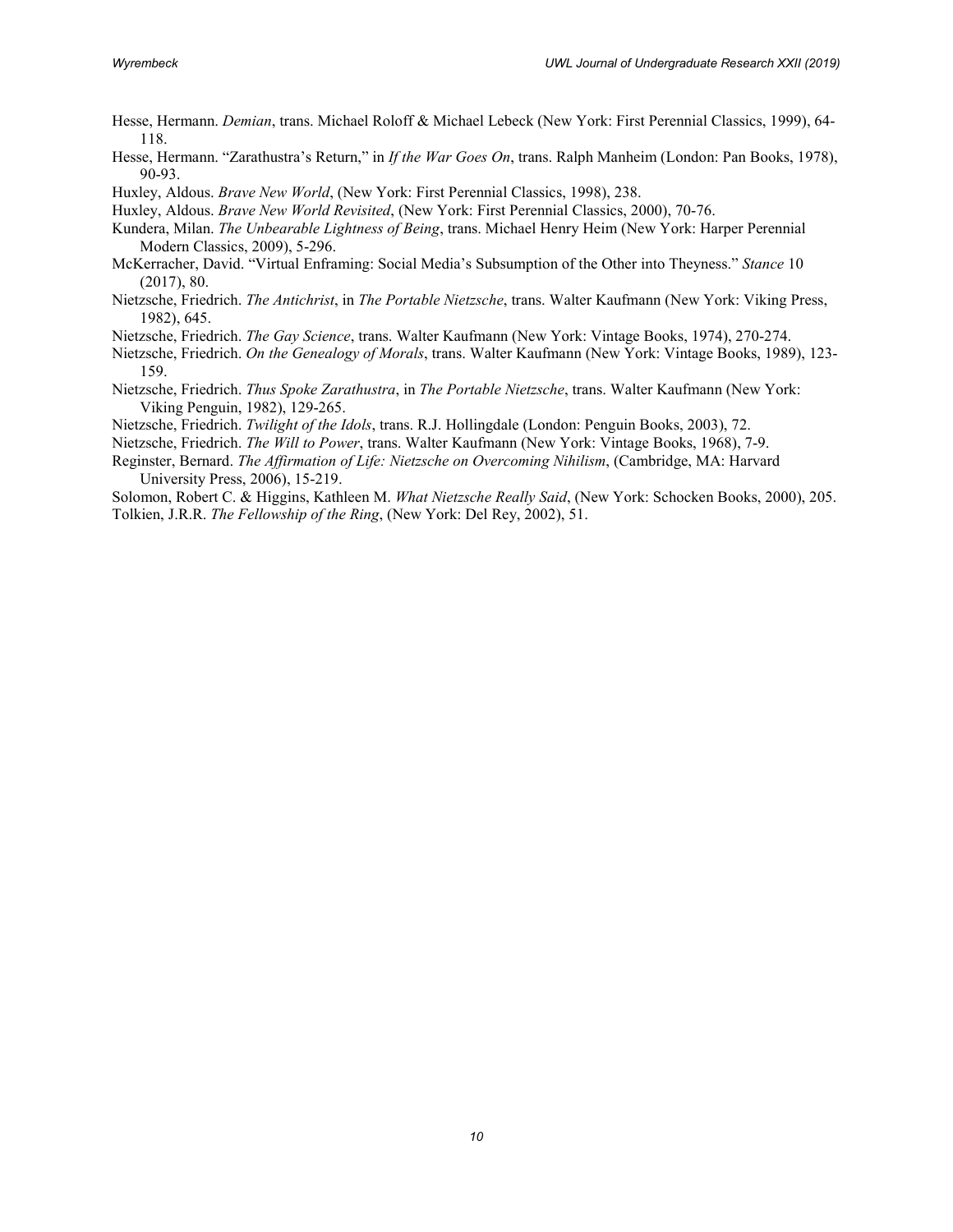Hesse, Hermann. *Demian*, trans. Michael Roloff & Michael Lebeck (New York: First Perennial Classics, 1999), 64-118.

Hesse, Hermann. "Zarathustra's Return," in *If the War Goes On*, trans. Ralph Manheim (London: Pan Books, 1978), 90-93.

Huxley, Aldous. *Brave New World*, (New York: First Perennial Classics, 1998), 238.

Huxley, Aldous. *Brave New World Revisited*, (New York: First Perennial Classics, 2000), 70-76.

Kundera, Milan. *The Unbearable Lightness of Being*, trans. Michael Henry Heim (New York: Harper Perennial Modern Classics, 2009), 5-296.

McKerracher, David. "Virtual Enframing: Social Media's Subsumption of the Other into Theyness." *Stance* 10 (2017), 80.

Nietzsche, Friedrich. *The Antichrist*, in *The Portable Nietzsche*, trans. Walter Kaufmann (New York: Viking Press, 1982), 645.

Nietzsche, Friedrich. *The Gay Science*, trans. Walter Kaufmann (New York: Vintage Books, 1974), 270-274.

Nietzsche, Friedrich. *On the Genealogy of Morals*, trans. Walter Kaufmann (New York: Vintage Books, 1989), 123-159.

Nietzsche, Friedrich. *Thus Spoke Zarathustra*, in *The Portable Nietzsche*, trans. Walter Kaufmann (New York: Viking Penguin, 1982), 129-265.

Nietzsche, Friedrich. *Twilight of the Idols*, trans. R.J. Hollingdale (London: Penguin Books, 2003), 72.

Nietzsche, Friedrich. *The Will to Power*, trans. Walter Kaufmann (New York: Vintage Books, 1968), 7-9.

Reginster, Bernard. *The Affirmation of Life: Nietzsche on Overcoming Nihilism*, (Cambridge, MA: Harvard University Press, 2006), 15-219.

Solomon, Robert C. & Higgins, Kathleen M. *What Nietzsche Really Said*, (New York: Schocken Books, 2000), 205.

Tolkien, J.R.R. *The Fellowship of the Ring*, (New York: Del Rey, 2002), 51.